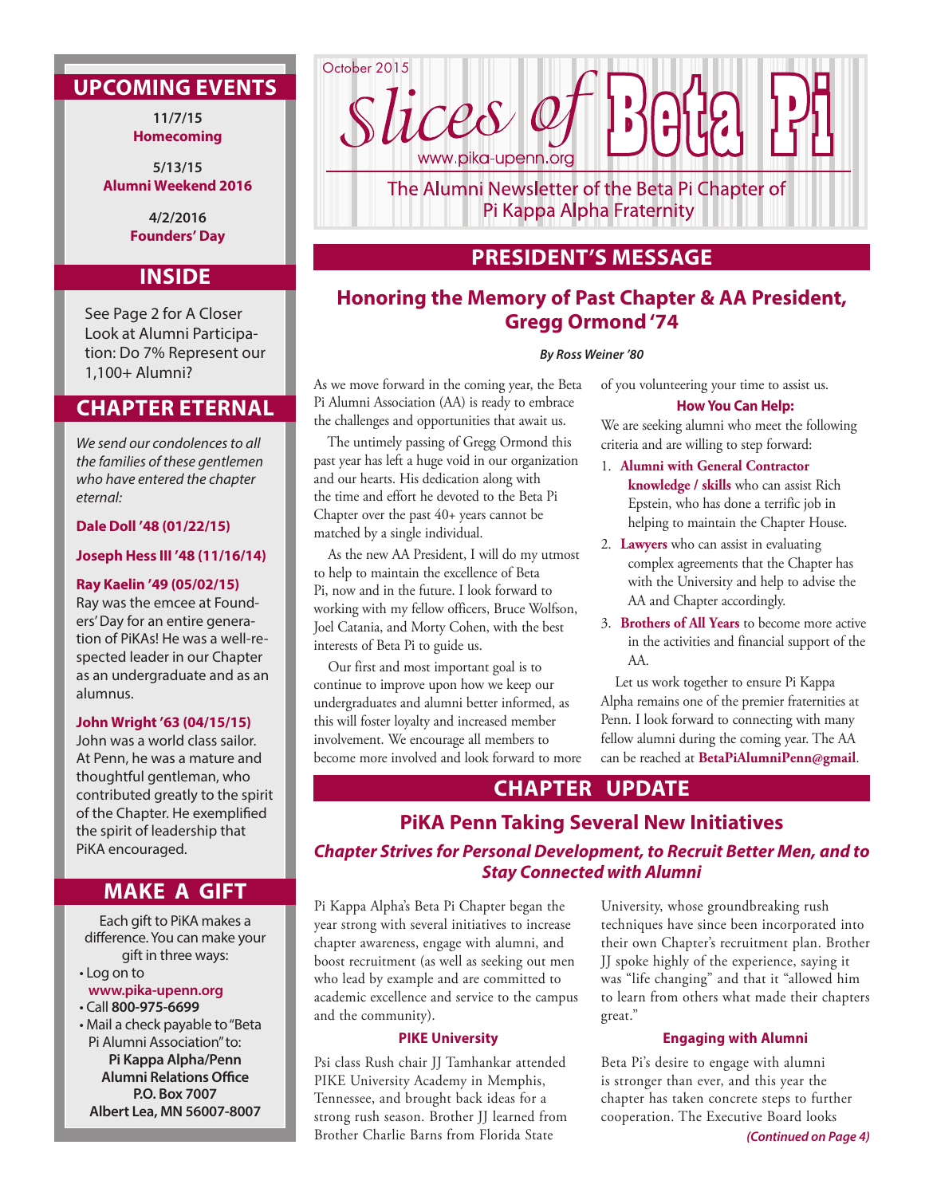October 2015

# Slices of Beta Pi

www.pika-upenn.org

The Alumni Newsletter of the Beta Pi Chapter of Pi Kappa Alpha Fraternity

## PRESIDENT'S MESSAGE

### Honoring the Memory of Past Chapter & AA President, Gregg Ormond '74

***By Ross Weiner '80***

As we move forward in the coming year, the Beta Pi Alumni Association (AA) is ready to embrace the challenges and opportunities that await us.

The untimely passing of Gregg Ormond this past year has left a huge void in our organization and our hearts. His dedication along with the time and effort he devoted to the Beta Pi Chapter over the past 40+ years cannot be matched by a single individual.

As the new AA President, I will do my utmost to help to maintain the excellence of Beta Pi, now and in the future. I look forward to working with my fellow officers, Bruce Wolfson, Joel Catania, and Morty Cohen, with the best interests of Beta Pi to guide us.

Our first and most important goal is to continue to improve upon how we keep our undergraduates and alumni better informed, as this will foster loyalty and increased member involvement. We encourage all members to become more involved and look forward to more of you volunteering your time to assist us.

**How You Can Help:**

We are seeking alumni who meet the following criteria and are willing to step forward:

1. **Alumni with General Contractor knowledge / skills** who can assist Rich Epstein, who has done a terrific job in helping to maintain the Chapter House.
2. **Lawyers** who can assist in evaluating complex agreements that the Chapter has with the University and help to advise the AA and Chapter accordingly.
3. **Brothers of All Years** to become more active in the activities and financial support of the AA.

Let us work together to ensure Pi Kappa Alpha remains one of the premier fraternities at Penn. I look forward to connecting with many fellow alumni during the coming year. The AA can be reached at **BetaPiAlumniPenn@gmail**.

## CHAPTER UPDATE

### PiKA Penn Taking Several New Initiatives

***Chapter Strives for Personal Development, to Recruit Better Men, and to Stay Connected with Alumni***

Pi Kappa Alpha's Beta Pi Chapter began the year strong with several initiatives to increase chapter awareness, engage with alumni, and boost recruitment (as well as seeking out men who lead by example and are committed to academic excellence and service to the campus and the community).

**PIKE University**

Psi class Rush chair JJ Tamhankar attended PIKE University Academy in Memphis, Tennessee, and brought back ideas for a strong rush season. Brother JJ learned from Brother Charlie Barns from Florida State University, whose groundbreaking rush techniques have since been incorporated into their own Chapter's recruitment plan. Brother JJ spoke highly of the experience, saying it was "life changing" and that it "allowed him to learn from others what made their chapters great."

**Engaging with Alumni**

Beta Pi's desire to engage with alumni is stronger than ever, and this year the chapter has taken concrete steps to further cooperation. The Executive Board looks

***(Continued on Page 4)***

## UPCOMING EVENTS

**11/7/15**
**Homecoming**

**5/13/15**
**Alumni Weekend 2016**

**4/2/2016**
**Founders' Day**

## INSIDE

See Page 2 for A Closer Look at Alumni Participation: Do 7% Represent our 1,100+ Alumni?

## CHAPTER ETERNAL

*We send our condolences to all the families of these gentlemen who have entered the chapter eternal:*

**Dale Doll '48 (01/22/15)**

**Joseph Hess III '48 (11/16/14)**

**Ray Kaelin '49 (05/02/15)**
Ray was the emcee at Founders' Day for an entire generation of PiKAs! He was a well-respected leader in our Chapter as an undergraduate and as an alumnus.

**John Wright '63 (04/15/15)**
John was a world class sailor. At Penn, he was a mature and thoughtful gentleman, who contributed greatly to the spirit of the Chapter. He exemplified the spirit of leadership that PiKA encouraged.

## MAKE A GIFT

Each gift to PiKA makes a difference. You can make your gift in three ways:

- Log on to **www.pika-upenn.org**
- Call **800-975-6699**
- Mail a check payable to "Beta Pi Alumni Association" to:
  **Pi Kappa Alpha/Penn**
  **Alumni Relations Office**
  **P.O. Box 7007**
  **Albert Lea, MN 56007-8007**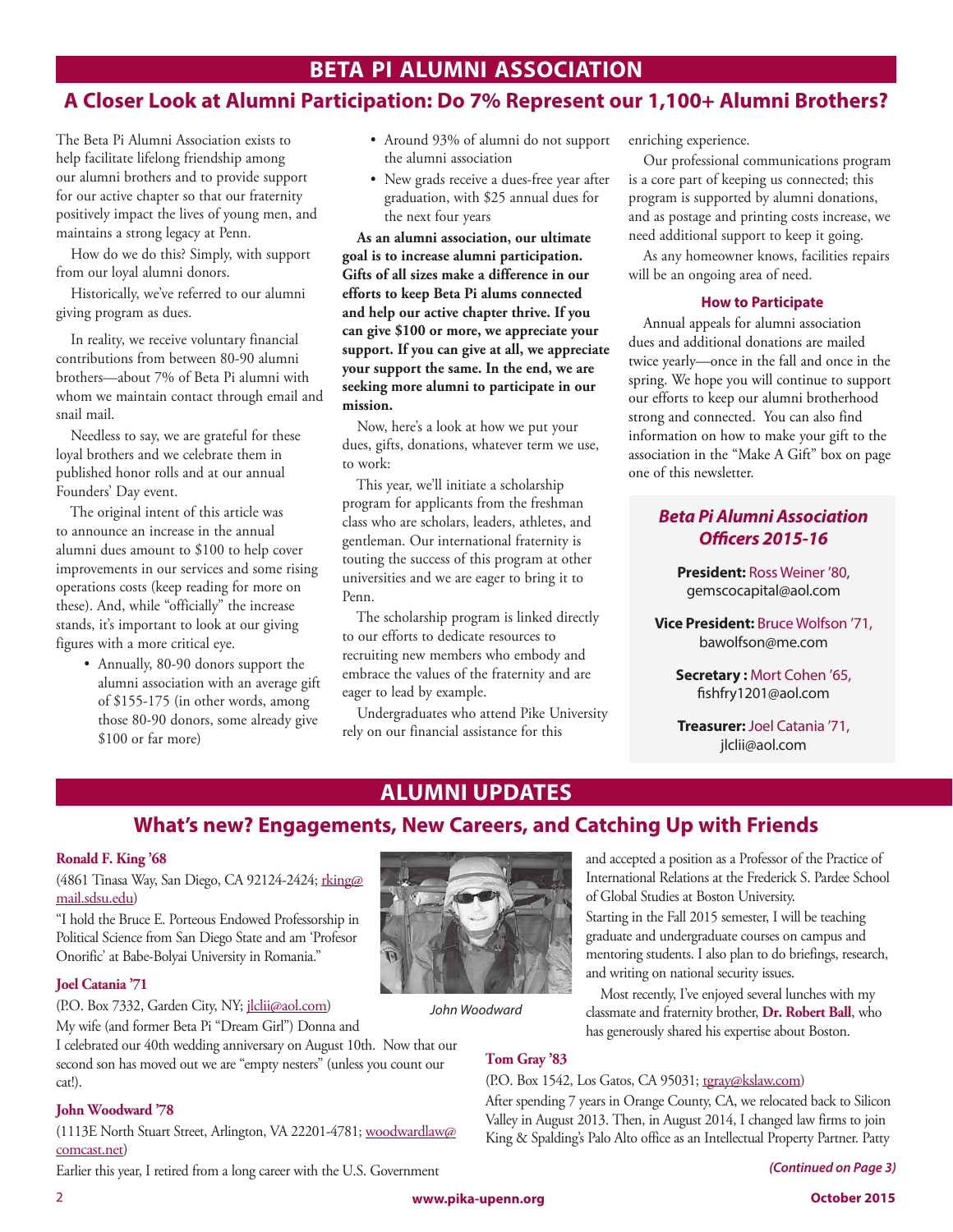# BETA PI ALUMNI ASSOCIATION

## A Closer Look at Alumni Participation: Do 7% Represent our 1,100+ Alumni Brothers?

The Beta Pi Alumni Association exists to help facilitate lifelong friendship among our alumni brothers and to provide support for our active chapter so that our fraternity positively impact the lives of young men, and maintains a strong legacy at Penn.

How do we do this? Simply, with support from our loyal alumni donors.

Historically, we've referred to our alumni giving program as dues.

In reality, we receive voluntary financial contributions from between 80-90 alumni brothers—about 7% of Beta Pi alumni with whom we maintain contact through email and snail mail.

Needless to say, we are grateful for these loyal brothers and we celebrate them in published honor rolls and at our annual Founders' Day event.

The original intent of this article was to announce an increase in the annual alumni dues amount to $100 to help cover improvements in our services and some rising operations costs (keep reading for more on these). And, while "officially" the increase stands, it's important to look at our giving figures with a more critical eye.

- Annually, 80-90 donors support the alumni association with an average gift of $155-175 (in other words, among those 80-90 donors, some already give $100 or far more)
- Around 93% of alumni do not support the alumni association
- New grads receive a dues-free year after graduation, with $25 annual dues for the next four years

**As an alumni association, our ultimate goal is to increase alumni participation. Gifts of all sizes make a difference in our efforts to keep Beta Pi alums connected and help our active chapter thrive. If you can give $100 or more, we appreciate your support. If you can give at all, we appreciate your support the same. In the end, we are seeking more alumni to participate in our mission.**

Now, here's a look at how we put your dues, gifts, donations, whatever term we use, to work:

This year, we'll initiate a scholarship program for applicants from the freshman class who are scholars, leaders, athletes, and gentleman. Our international fraternity is touting the success of this program at other universities and we are eager to bring it to Penn.

The scholarship program is linked directly to our efforts to dedicate resources to recruiting new members who embody and embrace the values of the fraternity and are eager to lead by example.

Undergraduates who attend Pike University rely on our financial assistance for this enriching experience.

Our professional communications program is a core part of keeping us connected; this program is supported by alumni donations, and as postage and printing costs increase, we need additional support to keep it going.

As any homeowner knows, facilities repairs will be an ongoing area of need.

### How to Participate

Annual appeals for alumni association dues and additional donations are mailed twice yearly—once in the fall and once in the spring. We hope you will continue to support our efforts to keep our alumni brotherhood strong and connected. You can also find information on how to make your gift to the association in the "Make A Gift" box on page one of this newsletter.

### *Beta Pi Alumni Association Officers 2015-16*

**President:** Ross Weiner '80, gemscocapital@aol.com

**Vice President:** Bruce Wolfson '71, bawolfson@me.com

**Secretary :** Mort Cohen '65, fishfry1201@aol.com

**Treasurer:** Joel Catania '71, jlclii@aol.com

# ALUMNI UPDATES

## What's new? Engagements, New Careers, and Catching Up with Friends

**Ronald F. King '68**

(4861 Tinasa Way, San Diego, CA 92124-2424; rking@mail.sdsu.edu)

"I hold the Bruce E. Porteous Endowed Professorship in Political Science from San Diego State and am 'Profesor Onorific' at Babe-Bolyai University in Romania."

**Joel Catania '71**

(P.O. Box 7332, Garden City, NY; jlclii@aol.com)

My wife (and former Beta Pi "Dream Girl") Donna and I celebrated our 40th wedding anniversary on August 10th. Now that our second son has moved out we are "empty nesters" (unless you count our cat!).

**John Woodward '78**

(1113E North Stuart Street, Arlington, VA 22201-4781; woodwardlaw@comcast.net)

Earlier this year, I retired from a long career with the U.S. Government and accepted a position as a Professor of the Practice of International Relations at the Frederick S. Pardee School of Global Studies at Boston University.

*John Woodward*

Starting in the Fall 2015 semester, I will be teaching graduate and undergraduate courses on campus and mentoring students. I also plan to do briefings, research, and writing on national security issues.

Most recently, I've enjoyed several lunches with my classmate and fraternity brother, **Dr. Robert Ball**, who has generously shared his expertise about Boston.

**Tom Gray '83**

(P.O. Box 1542, Los Gatos, CA 95031; tgray@kslaw.com)

After spending 7 years in Orange County, CA, we relocated back to Silicon Valley in August 2013. Then, in August 2014, I changed law firms to join King & Spalding's Palo Alto office as an Intellectual Property Partner. Patty

*(Continued on Page 3)*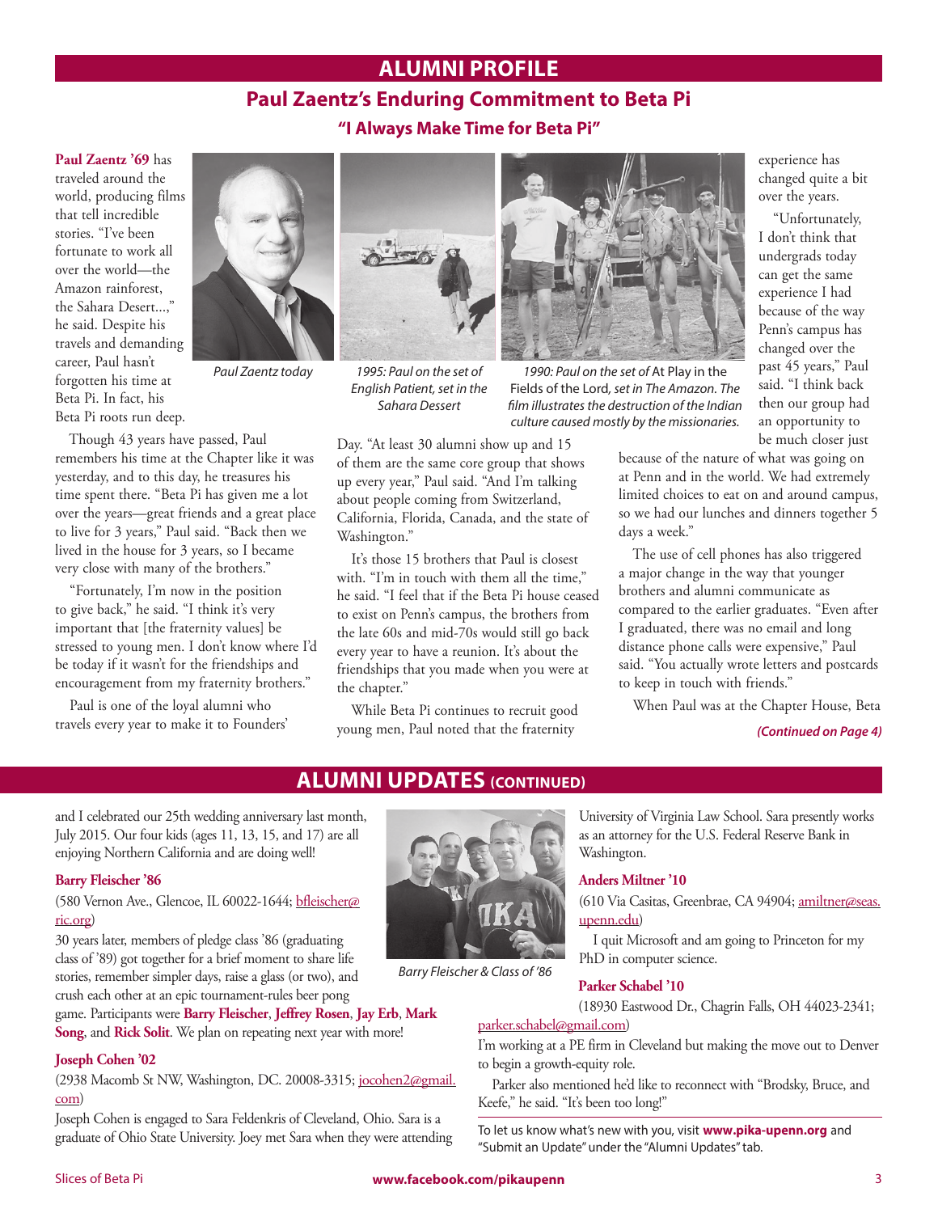# ALUMNI PROFILE

## Paul Zaentz's Enduring Commitment to Beta Pi

### "I Always Make Time for Beta Pi"

**Paul Zaentz '69** has traveled around the world, producing films that tell incredible stories. "I've been fortunate to work all over the world—the Amazon rainforest, the Sahara Desert...," he said. Despite his travels and demanding career, Paul hasn't forgotten his time at Beta Pi. In fact, his Beta Pi roots run deep.

*Paul Zaentz today*

*1995: Paul on the set of English Patient, set in the Sahara Dessert*

*1990: Paul on the set of* At Play in the Fields of the Lord, *set in The Amazon. The film illustrates the destruction of the Indian culture caused mostly by the missionaries.*

Though 43 years have passed, Paul remembers his time at the Chapter like it was yesterday, and to this day, he treasures his time spent there. "Beta Pi has given me a lot over the years—great friends and a great place to live for 3 years," Paul said. "Back then we lived in the house for 3 years, so I became very close with many of the brothers."

"Fortunately, I'm now in the position to give back," he said. "I think it's very important that [the fraternity values] be stressed to young men. I don't know where I'd be today if it wasn't for the friendships and encouragement from my fraternity brothers."

Paul is one of the loyal alumni who travels every year to make it to Founders' Day. "At least 30 alumni show up and 15 of them are the same core group that shows up every year," Paul said. "And I'm talking about people coming from Switzerland, California, Florida, Canada, and the state of Washington."

It's those 15 brothers that Paul is closest with. "I'm in touch with them all the time," he said. "I feel that if the Beta Pi house ceased to exist on Penn's campus, the brothers from the late 60s and mid-70s would still go back every year to have a reunion. It's about the friendships that you made when you were at the chapter."

While Beta Pi continues to recruit good young men, Paul noted that the fraternity experience has changed quite a bit over the years.

"Unfortunately, I don't think that undergrads today can get the same experience I had because of the way Penn's campus has changed over the past 45 years," Paul said. "I think back then our group had an opportunity to be much closer just because of the nature of what was going on at Penn and in the world. We had extremely limited choices to eat on and around campus, so we had our lunches and dinners together 5 days a week."

The use of cell phones has also triggered a major change in the way that younger brothers and alumni communicate as compared to the earlier graduates. "Even after I graduated, there was no email and long distance phone calls were expensive," Paul said. "You actually wrote letters and postcards to keep in touch with friends."

When Paul was at the Chapter House, Beta

***(Continued on Page 4)***

# ALUMNI UPDATES (CONTINUED)

and I celebrated our 25th wedding anniversary last month, July 2015. Our four kids (ages 11, 13, 15, and 17) are all enjoying Northern California and are doing well!

**Barry Fleischer '86**

(580 Vernon Ave., Glencoe, IL 60022-1644; bfleischer@ric.org)

30 years later, members of pledge class '86 (graduating class of '89) got together for a brief moment to share life stories, remember simpler days, raise a glass (or two), and crush each other at an epic tournament-rules beer pong game. Participants were **Barry Fleischer**, **Jeffrey Rosen**, **Jay Erb**, **Mark Song**, and **Rick Solit**. We plan on repeating next year with more!

*Barry Fleischer & Class of '86*

**Joseph Cohen '02**

(2938 Macomb St NW, Washington, DC. 20008-3315; jocohen2@gmail.com)

Joseph Cohen is engaged to Sara Feldenkris of Cleveland, Ohio. Sara is a graduate of Ohio State University. Joey met Sara when they were attending University of Virginia Law School. Sara presently works as an attorney for the U.S. Federal Reserve Bank in Washington.

**Anders Miltner '10**

(610 Via Casitas, Greenbrae, CA 94904; amiltner@seas.upenn.edu)

I quit Microsoft and am going to Princeton for my PhD in computer science.

**Parker Schabel '10**

(18930 Eastwood Dr., Chagrin Falls, OH 44023-2341; parker.schabel@gmail.com)

I'm working at a PE firm in Cleveland but making the move out to Denver to begin a growth-equity role.

Parker also mentioned he'd like to reconnect with "Brodsky, Bruce, and Keefe," he said. "It's been too long!"

To let us know what's new with you, visit **www.pika-upenn.org** and "Submit an Update" under the "Alumni Updates" tab.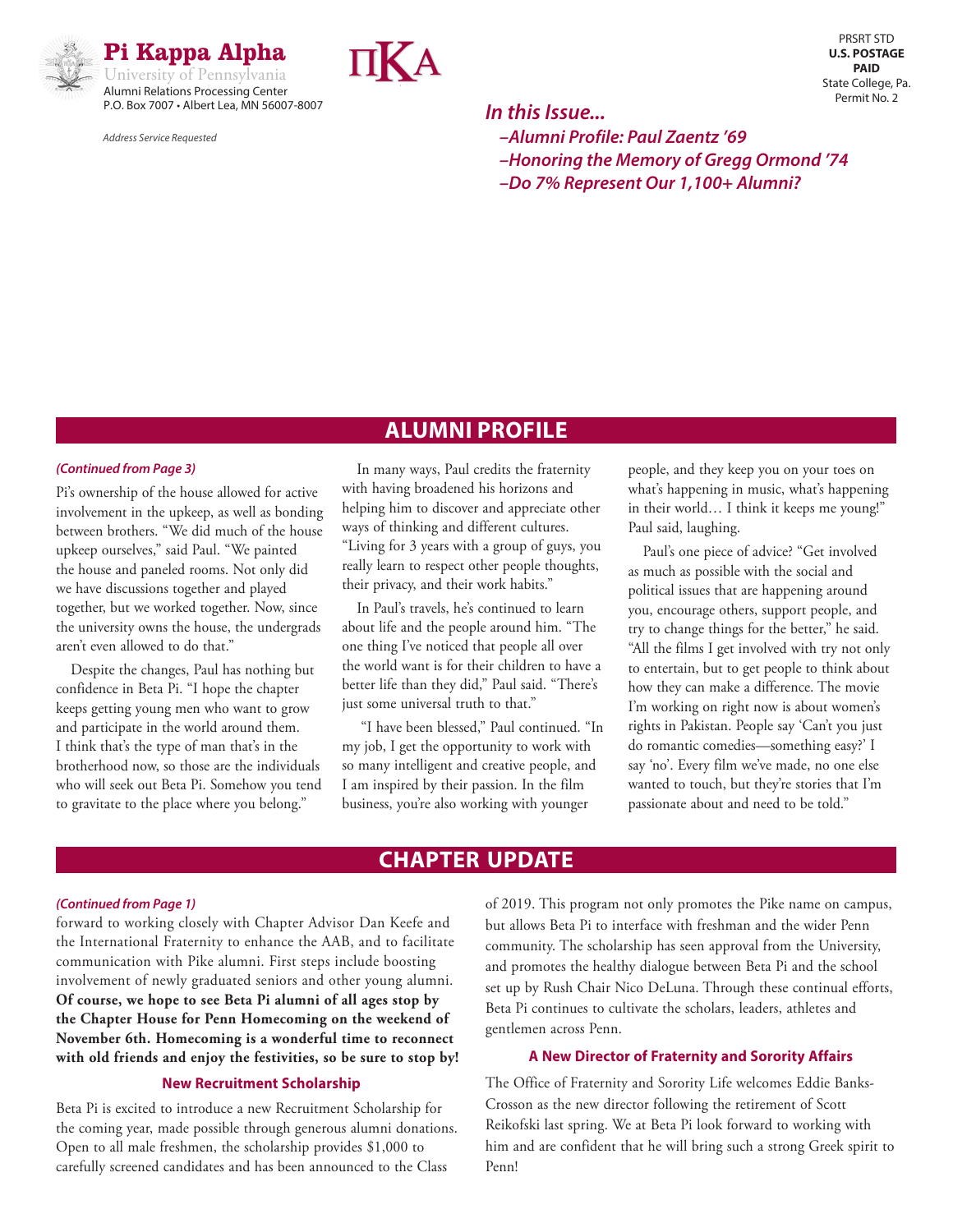**Pi Kappa Alpha**
University of Pennsylvania
Alumni Relations Processing Center
P.O. Box 7007 • Albert Lea, MN 56007-8007

ΠΚΑ

PRSRT STD
**U.S. POSTAGE PAID**
State College, Pa.
Permit No. 2

*Address Service Requested*

***In this Issue...***

***–Alumni Profile: Paul Zaentz '69***
***–Honoring the Memory of Gregg Ormond '74***
***–Do 7% Represent Our 1,100+ Alumni?***

## ALUMNI PROFILE

***(Continued from Page 3)***

Pi's ownership of the house allowed for active involvement in the upkeep, as well as bonding between brothers. "We did much of the house upkeep ourselves," said Paul. "We painted the house and paneled rooms. Not only did we have discussions together and played together, but we worked together. Now, since the university owns the house, the undergrads aren't even allowed to do that."

Despite the changes, Paul has nothing but confidence in Beta Pi. "I hope the chapter keeps getting young men who want to grow and participate in the world around them. I think that's the type of man that's in the brotherhood now, so those are the individuals who will seek out Beta Pi. Somehow you tend to gravitate to the place where you belong."

In many ways, Paul credits the fraternity with having broadened his horizons and helping him to discover and appreciate other ways of thinking and different cultures. "Living for 3 years with a group of guys, you really learn to respect other people thoughts, their privacy, and their work habits."

In Paul's travels, he's continued to learn about life and the people around him. "The one thing I've noticed that people all over the world want is for their children to have a better life than they did," Paul said. "There's just some universal truth to that."

"I have been blessed," Paul continued. "In my job, I get the opportunity to work with so many intelligent and creative people, and I am inspired by their passion. In the film business, you're also working with younger people, and they keep you on your toes on what's happening in music, what's happening in their world… I think it keeps me young!" Paul said, laughing.

Paul's one piece of advice? "Get involved as much as possible with the social and political issues that are happening around you, encourage others, support people, and try to change things for the better," he said. "All the films I get involved with try not only to entertain, but to get people to think about how they can make a difference. The movie I'm working on right now is about women's rights in Pakistan. People say 'Can't you just do romantic comedies—something easy?' I say 'no'. Every film we've made, no one else wanted to touch, but they're stories that I'm passionate about and need to be told."

## CHAPTER UPDATE

***(Continued from Page 1)***

forward to working closely with Chapter Advisor Dan Keefe and the International Fraternity to enhance the AAB, and to facilitate communication with Pike alumni. First steps include boosting involvement of newly graduated seniors and other young alumni. **Of course, we hope to see Beta Pi alumni of all ages stop by the Chapter House for Penn Homecoming on the weekend of November 6th. Homecoming is a wonderful time to reconnect with old friends and enjoy the festivities, so be sure to stop by!**

### New Recruitment Scholarship

Beta Pi is excited to introduce a new Recruitment Scholarship for the coming year, made possible through generous alumni donations. Open to all male freshmen, the scholarship provides $1,000 to carefully screened candidates and has been announced to the Class of 2019. This program not only promotes the Pike name on campus, but allows Beta Pi to interface with freshman and the wider Penn community. The scholarship has seen approval from the University, and promotes the healthy dialogue between Beta Pi and the school set up by Rush Chair Nico DeLuna. Through these continual efforts, Beta Pi continues to cultivate the scholars, leaders, athletes and gentlemen across Penn.

### A New Director of Fraternity and Sorority Affairs

The Office of Fraternity and Sorority Life welcomes Eddie Banks-Crosson as the new director following the retirement of Scott Reikofski last spring. We at Beta Pi look forward to working with him and are confident that he will bring such a strong Greek spirit to Penn!